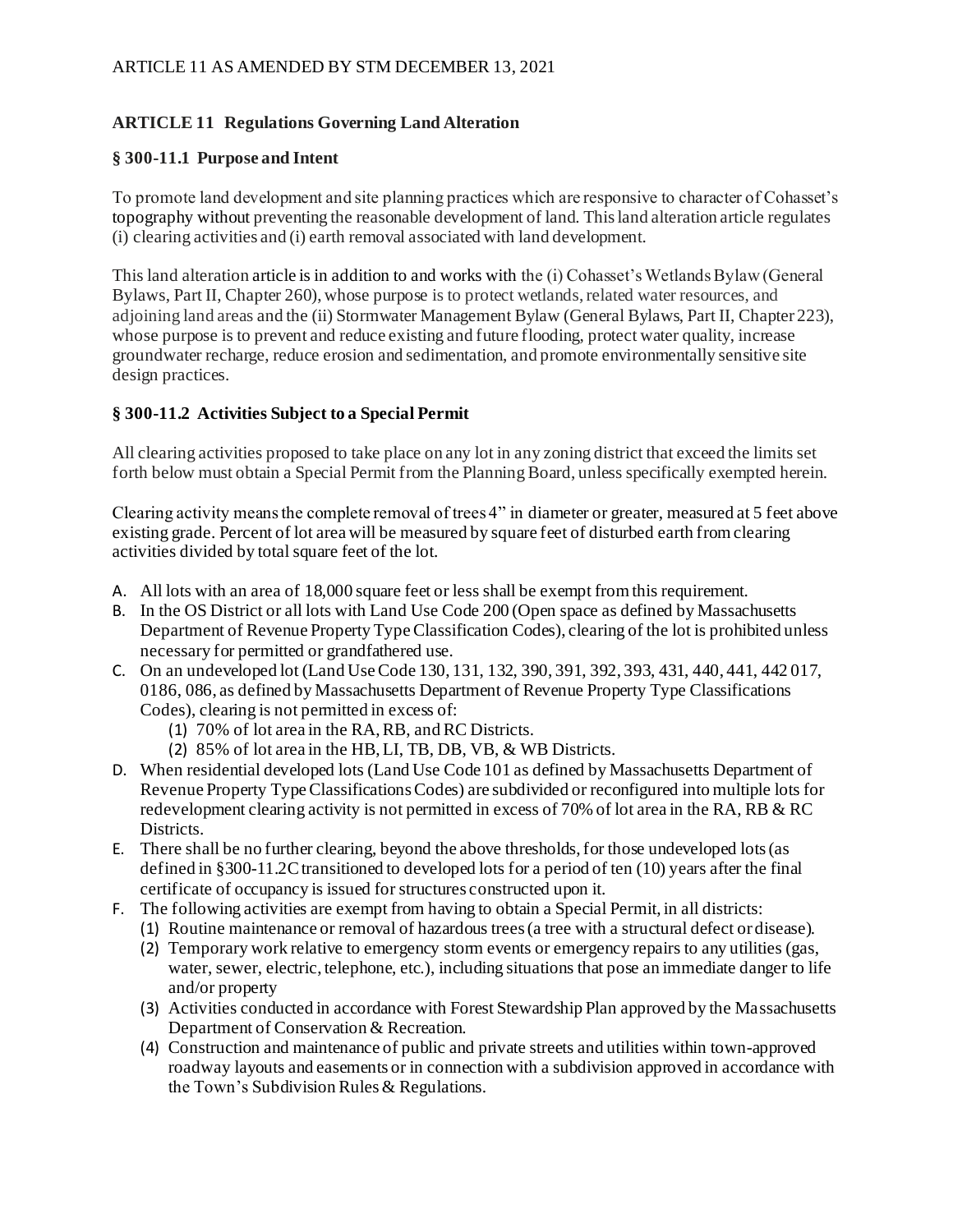ARTICLE 11 AS AMENDED BY STM DECEMBER 13, 2021

## ARTICLE 11 Regulations Governing Land Alteration

### § 300-11.1 Purpose and Intent

To promote land development and site planning practices which are responsive to character of Cohasset's topography without preventing the reasonable development of land. This land alteration article regulates (i) clearing activities and (i) earth removal associated with land development.

This land alteration article is in addition to and works with the (i) Cohasset's Wetlands Bylaw (General Bylaws, Part II, Chapter 260), whose purpose is to protect wetlands, related water resources, and adjoining land areas and the (ii) Stormwater Management Bylaw (General Bylaws, Part II, Chapter 223), whose purpose is to prevent and reduce existing and future flooding, protect water quality, increase groundwater recharge, reduce erosion and sedimentation, and promote environmentally sensitive site design practices.

### § 300-11.2 Activities Subject to a Special Permit

All clearing activities proposed to take place on any lot in any zoning district that exceed the limits set forth below must obtain a Special Permit from the Planning Board, unless specifically exempted herein.

Clearing activity means the complete removal of trees 4" in diameter or greater, measured at 5 feet above existing grade. Percent of lot area will be measured by square feet of disturbed earth from clearing activities divided by total square feet of the lot.

A. All lots with an area of 18,000 square feet or less shall be exempt from this requirement.

B. In the OS District or all lots with Land Use Code 200 (Open space as defined by Massachusetts Department of Revenue Property Type Classification Codes), clearing of the lot is prohibited unless necessary for permitted or grandfathered use.

C. On an undeveloped lot (Land Use Code 130, 131, 132, 390, 391, 392, 393, 431, 440, 441, 442 017, 0186, 086, as defined by Massachusetts Department of Revenue Property Type Classifications Codes), clearing is not permitted in excess of:
   (1) 70% of lot area in the RA, RB, and RC Districts.
   (2) 85% of lot area in the HB, LI, TB, DB, VB, & WB Districts.

D. When residential developed lots (Land Use Code 101 as defined by Massachusetts Department of Revenue Property Type Classifications Codes) are subdivided or reconfigured into multiple lots for redevelopment clearing activity is not permitted in excess of 70% of lot area in the RA, RB & RC Districts.

E. There shall be no further clearing, beyond the above thresholds, for those undeveloped lots (as defined in §300-11.2C transitioned to developed lots for a period of ten (10) years after the final certificate of occupancy is issued for structures constructed upon it.

F. The following activities are exempt from having to obtain a Special Permit, in all districts:
   (1) Routine maintenance or removal of hazardous trees (a tree with a structural defect or disease).
   (2) Temporary work relative to emergency storm events or emergency repairs to any utilities (gas, water, sewer, electric, telephone, etc.), including situations that pose an immediate danger to life and/or property
   (3) Activities conducted in accordance with Forest Stewardship Plan approved by the Massachusetts Department of Conservation & Recreation.
   (4) Construction and maintenance of public and private streets and utilities within town-approved roadway layouts and easements or in connection with a subdivision approved in accordance with the Town's Subdivision Rules & Regulations.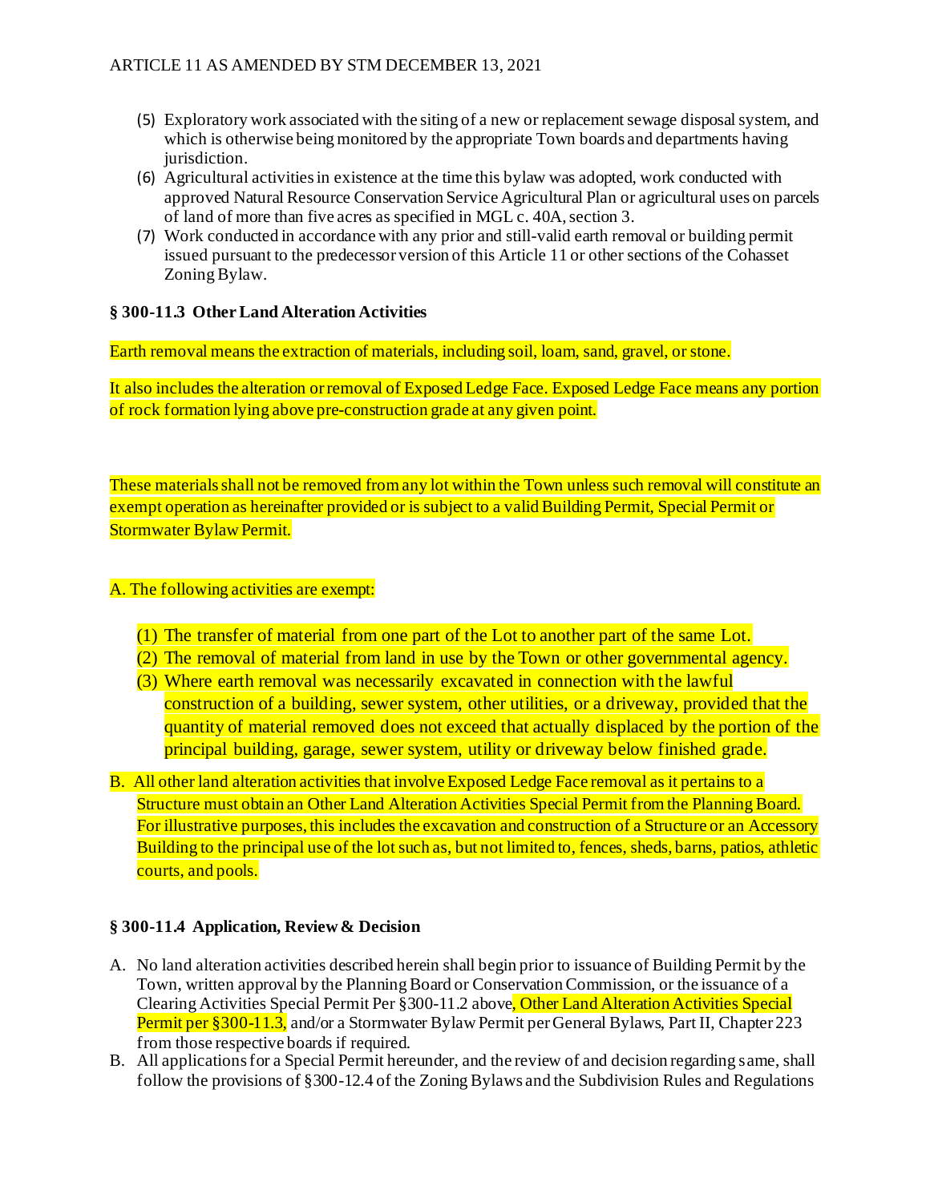(5) Exploratory work associated with the siting of a new or replacement sewage disposal system, and which is otherwise being monitored by the appropriate Town boards and departments having jurisdiction.

(6) Agricultural activities in existence at the time this bylaw was adopted, work conducted with approved Natural Resource Conservation Service Agricultural Plan or agricultural uses on parcels of land of more than five acres as specified in MGL c. 40A, section 3.

(7) Work conducted in accordance with any prior and still-valid earth removal or building permit issued pursuant to the predecessor version of this Article 11 or other sections of the Cohasset Zoning Bylaw.

**§ 300-11.3 Other Land Alteration Activities**

Earth removal means the extraction of materials, including soil, loam, sand, gravel, or stone.

It also includes the alteration or removal of Exposed Ledge Face. Exposed Ledge Face means any portion of rock formation lying above pre-construction grade at any given point.

These materials shall not be removed from any lot within the Town unless such removal will constitute an exempt operation as hereinafter provided or is subject to a valid Building Permit, Special Permit or Stormwater Bylaw Permit.

A. The following activities are exempt:

(1) The transfer of material from one part of the Lot to another part of the same Lot.

(2) The removal of material from land in use by the Town or other governmental agency.

(3) Where earth removal was necessarily excavated in connection with the lawful construction of a building, sewer system, other utilities, or a driveway, provided that the quantity of material removed does not exceed that actually displaced by the portion of the principal building, garage, sewer system, utility or driveway below finished grade.

B. All other land alteration activities that involve Exposed Ledge Face removal as it pertains to a Structure must obtain an Other Land Alteration Activities Special Permit from the Planning Board. For illustrative purposes, this includes the excavation and construction of a Structure or an Accessory Building to the principal use of the lot such as, but not limited to, fences, sheds, barns, patios, athletic courts, and pools.

**§ 300-11.4 Application, Review & Decision**

A. No land alteration activities described herein shall begin prior to issuance of Building Permit by the Town, written approval by the Planning Board or Conservation Commission, or the issuance of a Clearing Activities Special Permit Per §300-11.2 above, Other Land Alteration Activities Special Permit per §300-11.3, and/or a Stormwater Bylaw Permit per General Bylaws, Part II, Chapter 223 from those respective boards if required.

B. All applications for a Special Permit hereunder, and the review of and decision regarding same, shall follow the provisions of §300-12.4 of the Zoning Bylaws and the Subdivision Rules and Regulations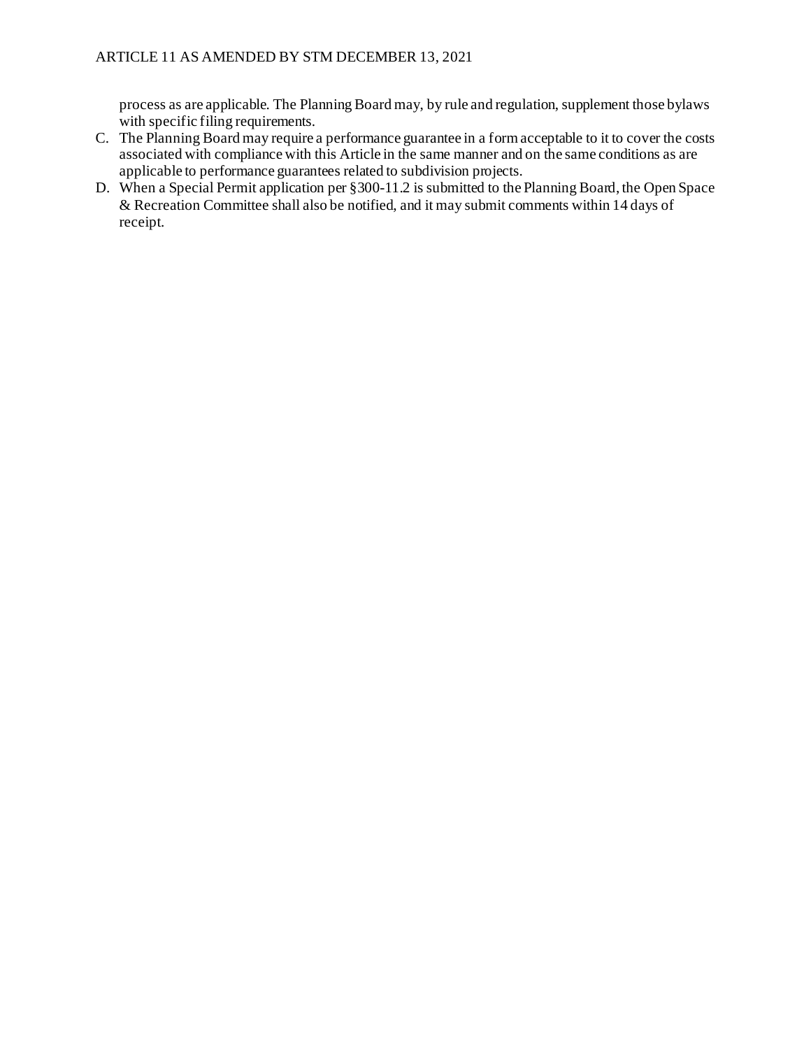process as are applicable. The Planning Board may, by rule and regulation, supplement those bylaws with specific filing requirements.

C. The Planning Board may require a performance guarantee in a form acceptable to it to cover the costs associated with compliance with this Article in the same manner and on the same conditions as are applicable to performance guarantees related to subdivision projects.
D. When a Special Permit application per §300-11.2 is submitted to the Planning Board, the Open Space & Recreation Committee shall also be notified, and it may submit comments within 14 days of receipt.